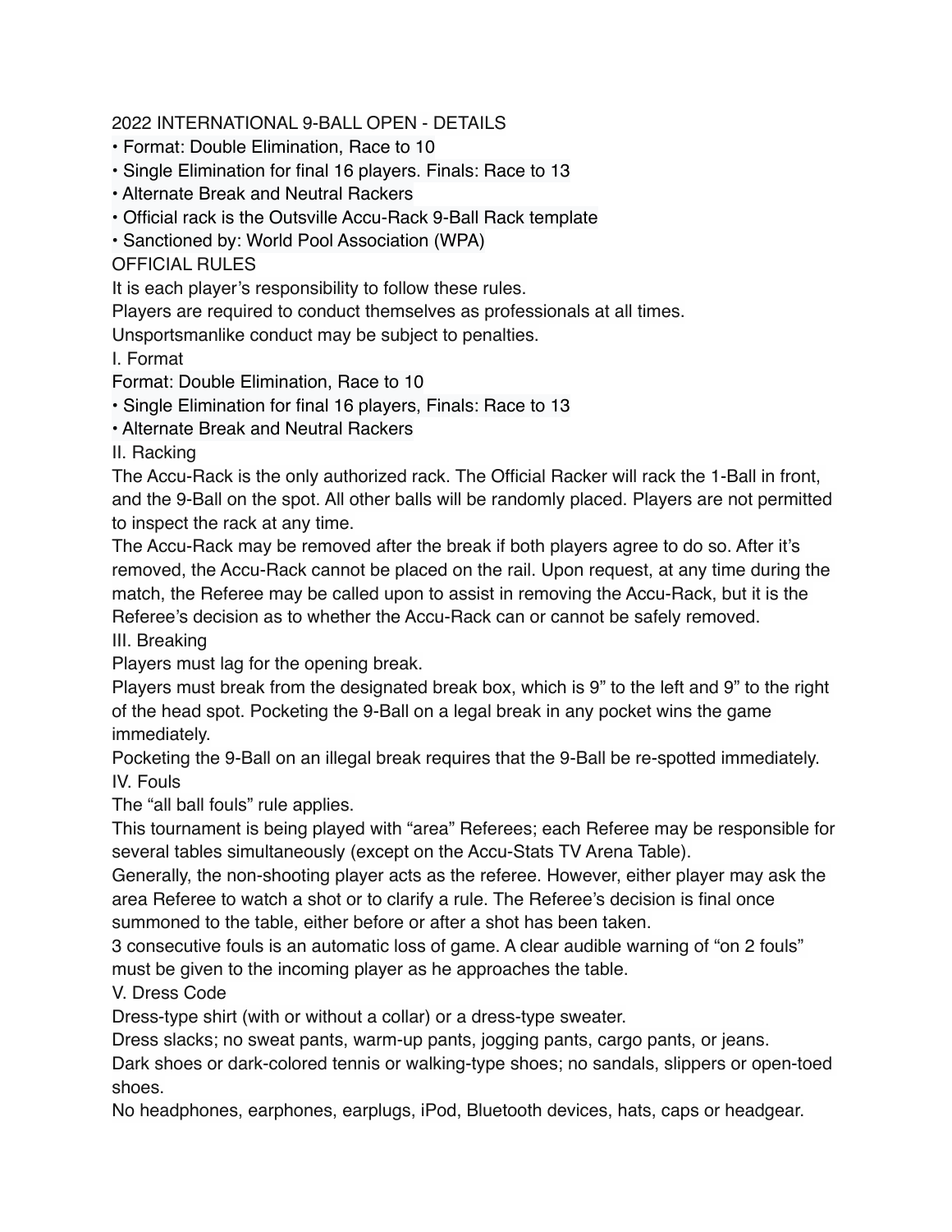# 2022 INTERNATIONAL 9-BALL OPEN - DETAILS

- Format: Double Elimination, Race to 10
- Single Elimination for final 16 players. Finals: Race to 13
- Alternate Break and Neutral Rackers
- Official rack is the Outsville Accu-Rack 9-Ball Rack template
- Sanctioned by: World Pool Association (WPA)

## OFFICIAL RULES

It is each player's responsibility to follow these rules.

Players are required to conduct themselves as professionals at all times.

Unsportsmanlike conduct may be subject to penalties.

### I. Format

Format: Double Elimination, Race to 10

- Single Elimination for final 16 players, Finals: Race to 13
- Alternate Break and Neutral Rackers

### II. Racking

The Accu-Rack is the only authorized rack. The Official Racker will rack the 1-Ball in front, and the 9-Ball on the spot. All other balls will be randomly placed. Players are not permitted to inspect the rack at any time.

The Accu-Rack may be removed after the break if both players agree to do so. After it's removed, the Accu-Rack cannot be placed on the rail. Upon request, at any time during the match, the Referee may be called upon to assist in removing the Accu-Rack, but it is the Referee's decision as to whether the Accu-Rack can or cannot be safely removed.

### III. Breaking

Players must lag for the opening break.

Players must break from the designated break box, which is 9" to the left and 9" to the right of the head spot. Pocketing the 9-Ball on a legal break in any pocket wins the game immediately.

Pocketing the 9-Ball on an illegal break requires that the 9-Ball be re-spotted immediately.

### IV. Fouls

The "all ball fouls" rule applies.

This tournament is being played with "area" Referees; each Referee may be responsible for several tables simultaneously (except on the Accu-Stats TV Arena Table).

Generally, the non-shooting player acts as the referee. However, either player may ask the area Referee to watch a shot or to clarify a rule. The Referee's decision is final once summoned to the table, either before or after a shot has been taken.

3 consecutive fouls is an automatic loss of game. A clear audible warning of "on 2 fouls" must be given to the incoming player as he approaches the table.

### V. Dress Code

Dress-type shirt (with or without a collar) or a dress-type sweater.

Dress slacks; no sweat pants, warm-up pants, jogging pants, cargo pants, or jeans.

Dark shoes or dark-colored tennis or walking-type shoes; no sandals, slippers or open-toed shoes.

No headphones, earphones, earplugs, iPod, Bluetooth devices, hats, caps or headgear.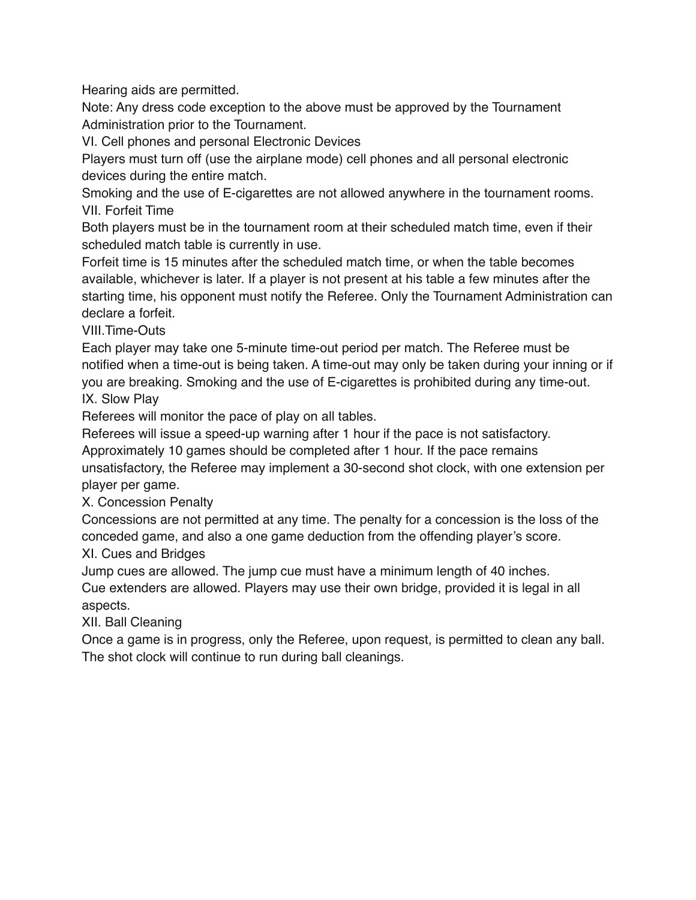Hearing aids are permitted.

Note: Any dress code exception to the above must be approved by the Tournament Administration prior to the Tournament.

## VI. Cell phones and personal Electronic Devices

Players must turn off (use the airplane mode) cell phones and all personal electronic devices during the entire match.

Smoking and the use of E-cigarettes are not allowed anywhere in the tournament rooms.

## VII. Forfeit Time

Both players must be in the tournament room at their scheduled match time, even if their scheduled match table is currently in use.

Forfeit time is 15 minutes after the scheduled match time, or when the table becomes available, whichever is later. If a player is not present at his table a few minutes after the starting time, his opponent must notify the Referee. Only the Tournament Administration can declare a forfeit.

## VIII.Time-Outs

Each player may take one 5-minute time-out period per match. The Referee must be notified when a time-out is being taken. A time-out may only be taken during your inning or if you are breaking. Smoking and the use of E-cigarettes is prohibited during any time-out.

## IX. Slow Play

Referees will monitor the pace of play on all tables.

Referees will issue a speed-up warning after 1 hour if the pace is not satisfactory.

Approximately 10 games should be completed after 1 hour. If the pace remains unsatisfactory, the Referee may implement a 30-second shot clock, with one extension per player per game.

## X. Concession Penalty

Concessions are not permitted at any time. The penalty for a concession is the loss of the conceded game, and also a one game deduction from the offending player's score.

## XI. Cues and Bridges

Jump cues are allowed. The jump cue must have a minimum length of 40 inches.

Cue extenders are allowed. Players may use their own bridge, provided it is legal in all aspects.

## XII. Ball Cleaning

Once a game is in progress, only the Referee, upon request, is permitted to clean any ball.

The shot clock will continue to run during ball cleanings.